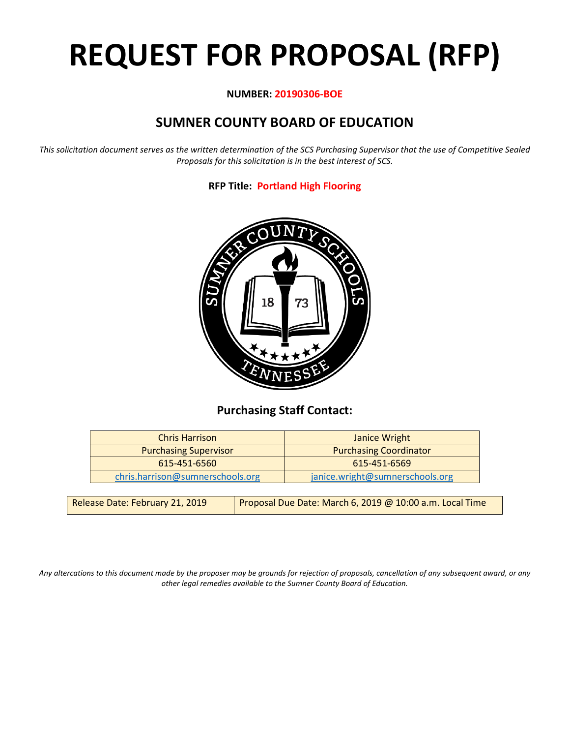# REQUEST FOR PROPOSAL (RFP)

**NUMBER: 20190306-BOE**

## SUMNER COUNTY BOARD OF EDUCATION

*This solicitation document serves as the written determination of the SCS Purchasing Supervisor that the use of Competitive Sealed Proposals for this solicitation is in the best interest of SCS.*

**RFP Title: Portland High Flooring**

### Purchasing Staff Contact:

| Chris Harrison | Janice Wright |
|---|---|
| Purchasing Supervisor | Purchasing Coordinator |
| 615-451-6560 | 615-451-6569 |
| chris.harrison@sumnerschools.org | janice.wright@sumnerschools.org |

| Release Date: February 21, 2019 | Proposal Due Date: March 6, 2019 @ 10:00 a.m. Local Time |
|---|---|

*Any altercations to this document made by the proposer may be grounds for rejection of proposals, cancellation of any subsequent award, or any other legal remedies available to the Sumner County Board of Education.*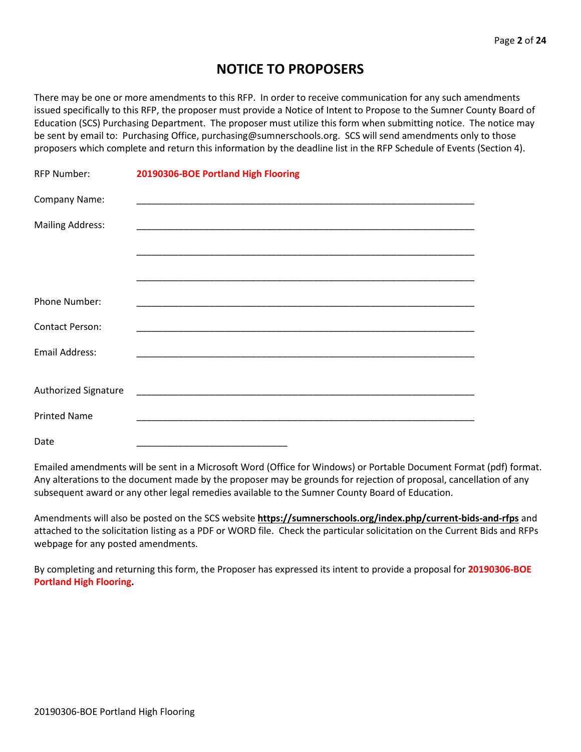# NOTICE TO PROPOSERS

There may be one or more amendments to this RFP. In order to receive communication for any such amendments issued specifically to this RFP, the proposer must provide a Notice of Intent to Propose to the Sumner County Board of Education (SCS) Purchasing Department. The proposer must utilize this form when submitting notice. The notice may be sent by email to: Purchasing Office, purchasing@sumnerschools.org. SCS will send amendments only to those proposers which complete and return this information by the deadline list in the RFP Schedule of Events (Section 4).

RFP Number: **20190306-BOE Portland High Flooring**

Company Name: ____________________________________________________________________

Mailing Address: ____________________________________________________________________

____________________________________________________________________

____________________________________________________________________

Phone Number: ____________________________________________________________________

Contact Person: ____________________________________________________________________

Email Address: ____________________________________________________________________

Authorized Signature ____________________________________________________________________

Printed Name ____________________________________________________________________

Date ______________________________

Emailed amendments will be sent in a Microsoft Word (Office for Windows) or Portable Document Format (pdf) format. Any alterations to the document made by the proposer may be grounds for rejection of proposal, cancellation of any subsequent award or any other legal remedies available to the Sumner County Board of Education.

Amendments will also be posted on the SCS website **https://sumnerschools.org/index.php/current-bids-and-rfps** and attached to the solicitation listing as a PDF or WORD file. Check the particular solicitation on the Current Bids and RFPs webpage for any posted amendments.

By completing and returning this form, the Proposer has expressed its intent to provide a proposal for **20190306-BOE Portland High Flooring.**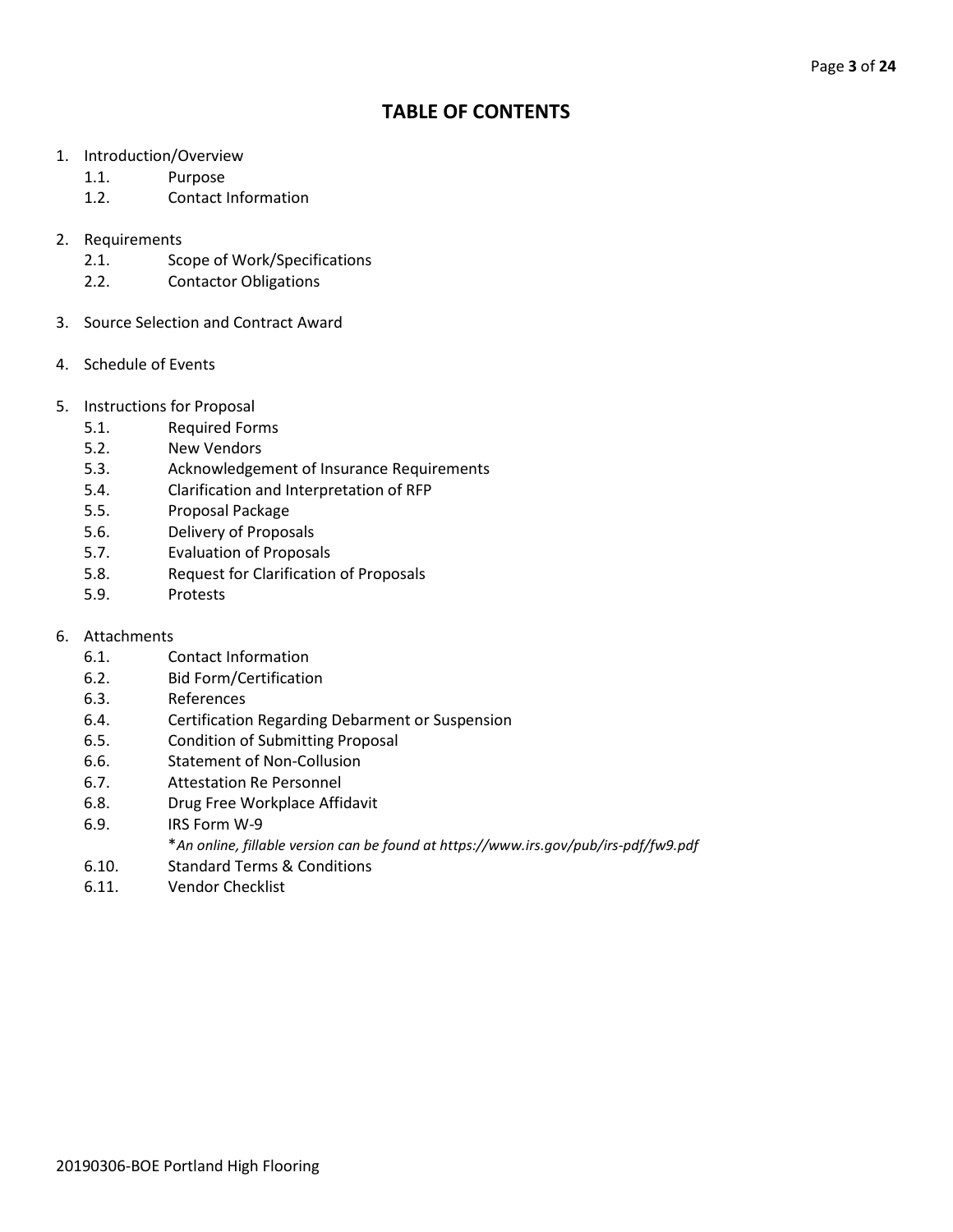# TABLE OF CONTENTS

1. Introduction/Overview
   - 1.1. Purpose
   - 1.2. Contact Information

2. Requirements
   - 2.1. Scope of Work/Specifications
   - 2.2. Contactor Obligations

3. Source Selection and Contract Award

4. Schedule of Events

5. Instructions for Proposal
   - 5.1. Required Forms
   - 5.2. New Vendors
   - 5.3. Acknowledgement of Insurance Requirements
   - 5.4. Clarification and Interpretation of RFP
   - 5.5. Proposal Package
   - 5.6. Delivery of Proposals
   - 5.7. Evaluation of Proposals
   - 5.8. Request for Clarification of Proposals
   - 5.9. Protests

6. Attachments
   - 6.1. Contact Information
   - 6.2. Bid Form/Certification
   - 6.3. References
   - 6.4. Certification Regarding Debarment or Suspension
   - 6.5. Condition of Submitting Proposal
   - 6.6. Statement of Non-Collusion
   - 6.7. Attestation Re Personnel
   - 6.8. Drug Free Workplace Affidavit
   - 6.9. IRS Form W-9
     *\*An online, fillable version can be found at https://www.irs.gov/pub/irs-pdf/fw9.pdf*
   - 6.10. Standard Terms & Conditions
   - 6.11. Vendor Checklist

20190306-BOE Portland High Flooring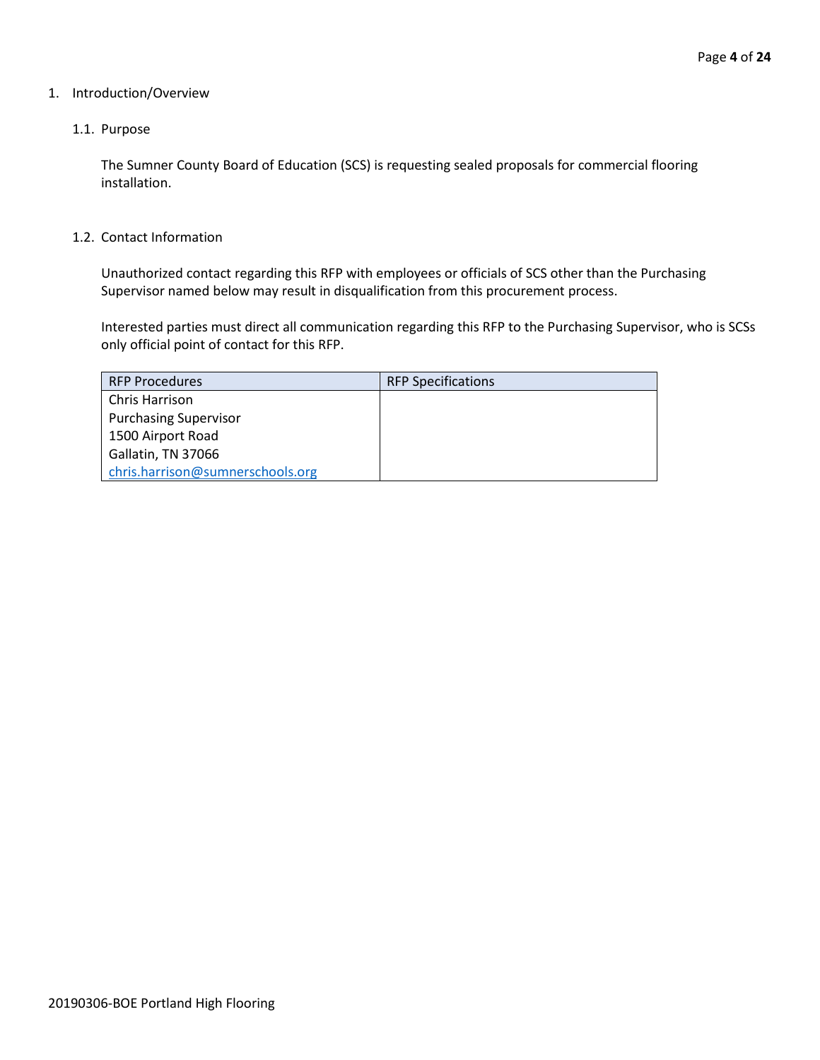1. Introduction/Overview

1.1. Purpose

The Sumner County Board of Education (SCS) is requesting sealed proposals for commercial flooring installation.

1.2. Contact Information

Unauthorized contact regarding this RFP with employees or officials of SCS other than the Purchasing Supervisor named below may result in disqualification from this procurement process.

Interested parties must direct all communication regarding this RFP to the Purchasing Supervisor, who is SCSs only official point of contact for this RFP.

| RFP Procedures | RFP Specifications |
|---|---|
| Chris Harrison<br>Purchasing Supervisor<br>1500 Airport Road<br>Gallatin, TN 37066<br>chris.harrison@sumnerschools.org | |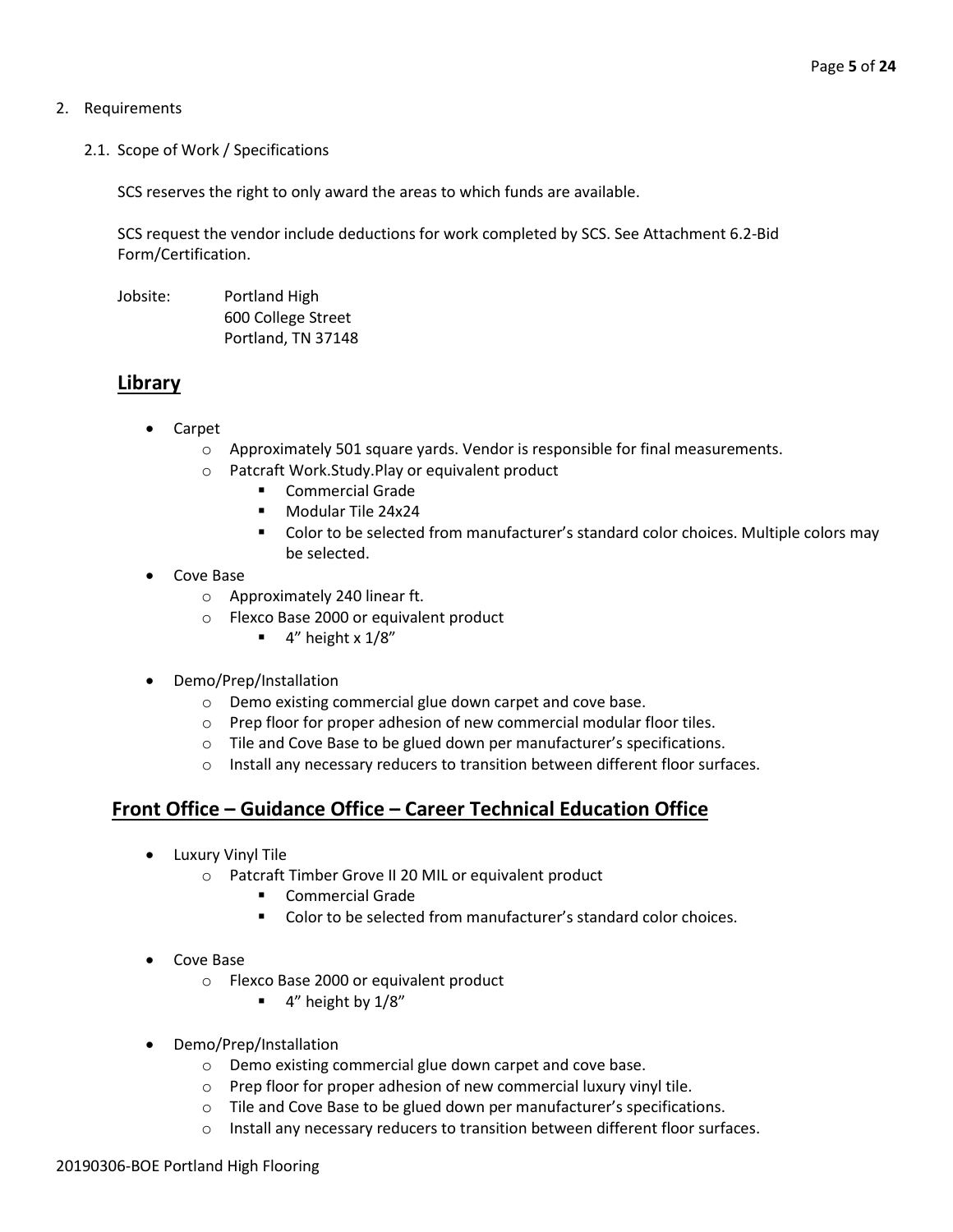2. Requirements

   2.1. Scope of Work / Specifications

   SCS reserves the right to only award the areas to which funds are available.

   SCS request the vendor include deductions for work completed by SCS. See Attachment 6.2-Bid Form/Certification.

   Jobsite: Portland High
   600 College Street
   Portland, TN 37148

## Library

- Carpet
  - Approximately 501 square yards. Vendor is responsible for final measurements.
  - Patcraft Work.Study.Play or equivalent product
    - Commercial Grade
    - Modular Tile 24x24
    - Color to be selected from manufacturer's standard color choices. Multiple colors may be selected.
- Cove Base
  - Approximately 240 linear ft.
  - Flexco Base 2000 or equivalent product
    - 4" height x 1/8"
- Demo/Prep/Installation
  - Demo existing commercial glue down carpet and cove base.
  - Prep floor for proper adhesion of new commercial modular floor tiles.
  - Tile and Cove Base to be glued down per manufacturer's specifications.
  - Install any necessary reducers to transition between different floor surfaces.

## Front Office – Guidance Office – Career Technical Education Office

- Luxury Vinyl Tile
  - Patcraft Timber Grove II 20 MIL or equivalent product
    - Commercial Grade
    - Color to be selected from manufacturer's standard color choices.
- Cove Base
  - Flexco Base 2000 or equivalent product
    - 4" height by 1/8"
- Demo/Prep/Installation
  - Demo existing commercial glue down carpet and cove base.
  - Prep floor for proper adhesion of new commercial luxury vinyl tile.
  - Tile and Cove Base to be glued down per manufacturer's specifications.
  - Install any necessary reducers to transition between different floor surfaces.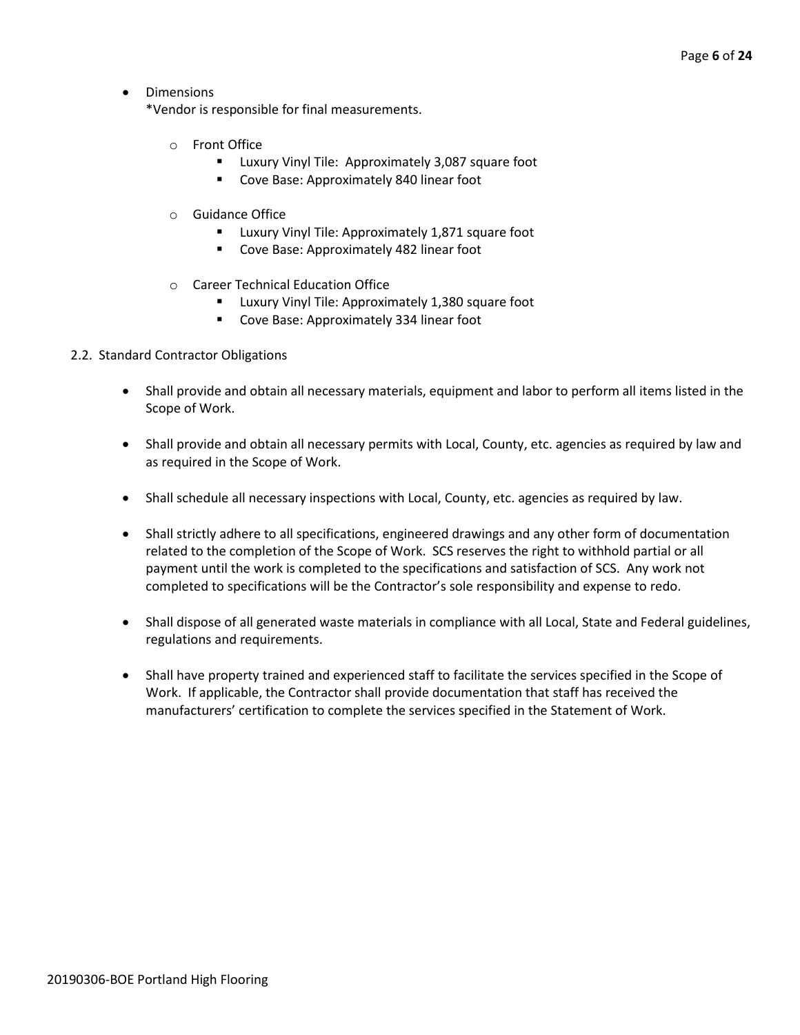- Dimensions
  *Vendor is responsible for final measurements.

  - Front Office
    - Luxury Vinyl Tile: Approximately 3,087 square foot
    - Cove Base: Approximately 840 linear foot

  - Guidance Office
    - Luxury Vinyl Tile: Approximately 1,871 square foot
    - Cove Base: Approximately 482 linear foot

  - Career Technical Education Office
    - Luxury Vinyl Tile: Approximately 1,380 square foot
    - Cove Base: Approximately 334 linear foot

2.2. Standard Contractor Obligations

- Shall provide and obtain all necessary materials, equipment and labor to perform all items listed in the Scope of Work.

- Shall provide and obtain all necessary permits with Local, County, etc. agencies as required by law and as required in the Scope of Work.

- Shall schedule all necessary inspections with Local, County, etc. agencies as required by law.

- Shall strictly adhere to all specifications, engineered drawings and any other form of documentation related to the completion of the Scope of Work. SCS reserves the right to withhold partial or all payment until the work is completed to the specifications and satisfaction of SCS. Any work not completed to specifications will be the Contractor's sole responsibility and expense to redo.

- Shall dispose of all generated waste materials in compliance with all Local, State and Federal guidelines, regulations and requirements.

- Shall have property trained and experienced staff to facilitate the services specified in the Scope of Work. If applicable, the Contractor shall provide documentation that staff has received the manufacturers' certification to complete the services specified in the Statement of Work.

20190306-BOE Portland High Flooring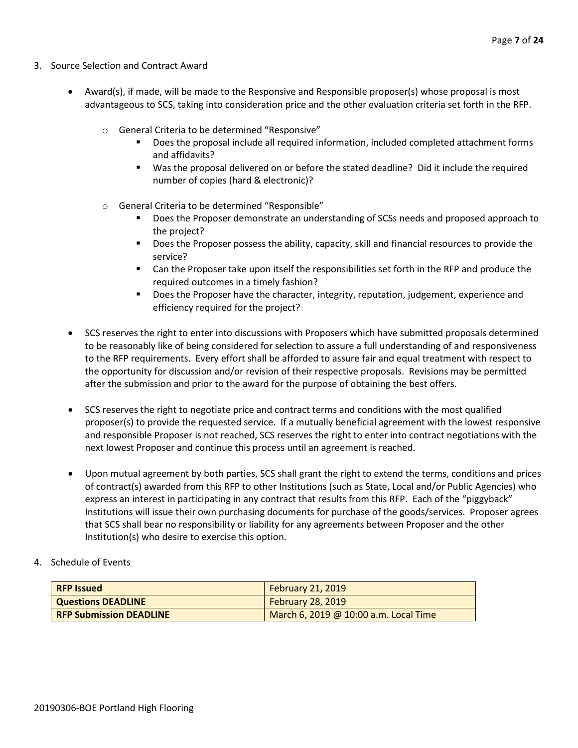3. Source Selection and Contract Award

- Award(s), if made, will be made to the Responsive and Responsible proposer(s) whose proposal is most advantageous to SCS, taking into consideration price and the other evaluation criteria set forth in the RFP.
    - General Criteria to be determined "Responsive"
        - Does the proposal include all required information, included completed attachment forms and affidavits?
        - Was the proposal delivered on or before the stated deadline? Did it include the required number of copies (hard & electronic)?
    - General Criteria to be determined "Responsible"
        - Does the Proposer demonstrate an understanding of SCSs needs and proposed approach to the project?
        - Does the Proposer possess the ability, capacity, skill and financial resources to provide the service?
        - Can the Proposer take upon itself the responsibilities set forth in the RFP and produce the required outcomes in a timely fashion?
        - Does the Proposer have the character, integrity, reputation, judgement, experience and efficiency required for the project?

- SCS reserves the right to enter into discussions with Proposers which have submitted proposals determined to be reasonably like of being considered for selection to assure a full understanding of and responsiveness to the RFP requirements. Every effort shall be afforded to assure fair and equal treatment with respect to the opportunity for discussion and/or revision of their respective proposals. Revisions may be permitted after the submission and prior to the award for the purpose of obtaining the best offers.

- SCS reserves the right to negotiate price and contract terms and conditions with the most qualified proposer(s) to provide the requested service. If a mutually beneficial agreement with the lowest responsive and responsible Proposer is not reached, SCS reserves the right to enter into contract negotiations with the next lowest Proposer and continue this process until an agreement is reached.

- Upon mutual agreement by both parties, SCS shall grant the right to extend the terms, conditions and prices of contract(s) awarded from this RFP to other Institutions (such as State, Local and/or Public Agencies) who express an interest in participating in any contract that results from this RFP. Each of the "piggyback" Institutions will issue their own purchasing documents for purchase of the goods/services. Proposer agrees that SCS shall bear no responsibility or liability for any agreements between Proposer and the other Institution(s) who desire to exercise this option.

4. Schedule of Events

| **RFP Issued** | February 21, 2019 |
|---|---|
| **Questions DEADLINE** | February 28, 2019 |
| **RFP Submission DEADLINE** | March 6, 2019 @ 10:00 a.m. Local Time |

20190306-BOE Portland High Flooring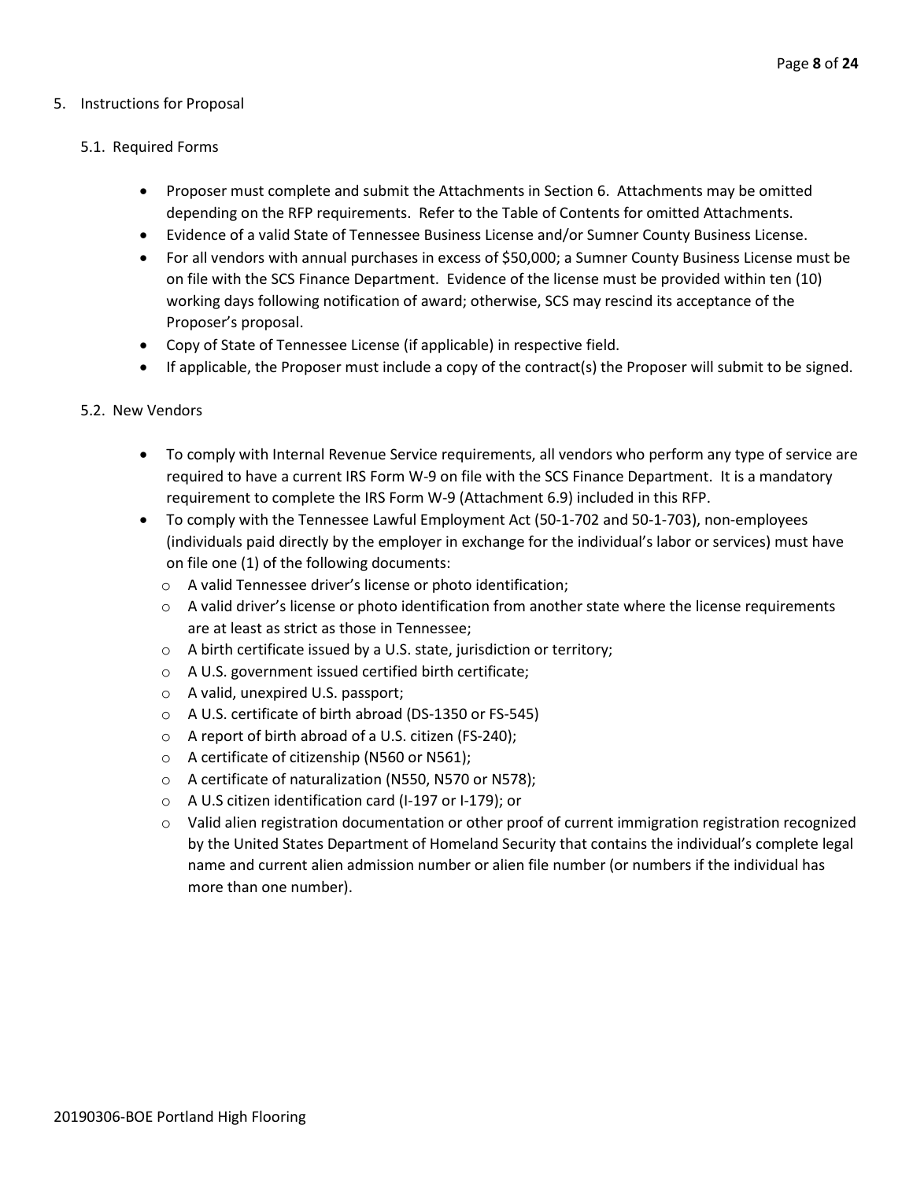## 5. Instructions for Proposal

### 5.1. Required Forms

- Proposer must complete and submit the Attachments in Section 6. Attachments may be omitted depending on the RFP requirements. Refer to the Table of Contents for omitted Attachments.
- Evidence of a valid State of Tennessee Business License and/or Sumner County Business License.
- For all vendors with annual purchases in excess of $50,000; a Sumner County Business License must be on file with the SCS Finance Department. Evidence of the license must be provided within ten (10) working days following notification of award; otherwise, SCS may rescind its acceptance of the Proposer's proposal.
- Copy of State of Tennessee License (if applicable) in respective field.
- If applicable, the Proposer must include a copy of the contract(s) the Proposer will submit to be signed.

### 5.2. New Vendors

- To comply with Internal Revenue Service requirements, all vendors who perform any type of service are required to have a current IRS Form W-9 on file with the SCS Finance Department. It is a mandatory requirement to complete the IRS Form W-9 (Attachment 6.9) included in this RFP.
- To comply with the Tennessee Lawful Employment Act (50-1-702 and 50-1-703), non-employees (individuals paid directly by the employer in exchange for the individual's labor or services) must have on file one (1) of the following documents:
  - A valid Tennessee driver's license or photo identification;
  - A valid driver's license or photo identification from another state where the license requirements are at least as strict as those in Tennessee;
  - A birth certificate issued by a U.S. state, jurisdiction or territory;
  - A U.S. government issued certified birth certificate;
  - A valid, unexpired U.S. passport;
  - A U.S. certificate of birth abroad (DS-1350 or FS-545)
  - A report of birth abroad of a U.S. citizen (FS-240);
  - A certificate of citizenship (N560 or N561);
  - A certificate of naturalization (N550, N570 or N578);
  - A U.S citizen identification card (I-197 or I-179); or
  - Valid alien registration documentation or other proof of current immigration registration recognized by the United States Department of Homeland Security that contains the individual's complete legal name and current alien admission number or alien file number (or numbers if the individual has more than one number).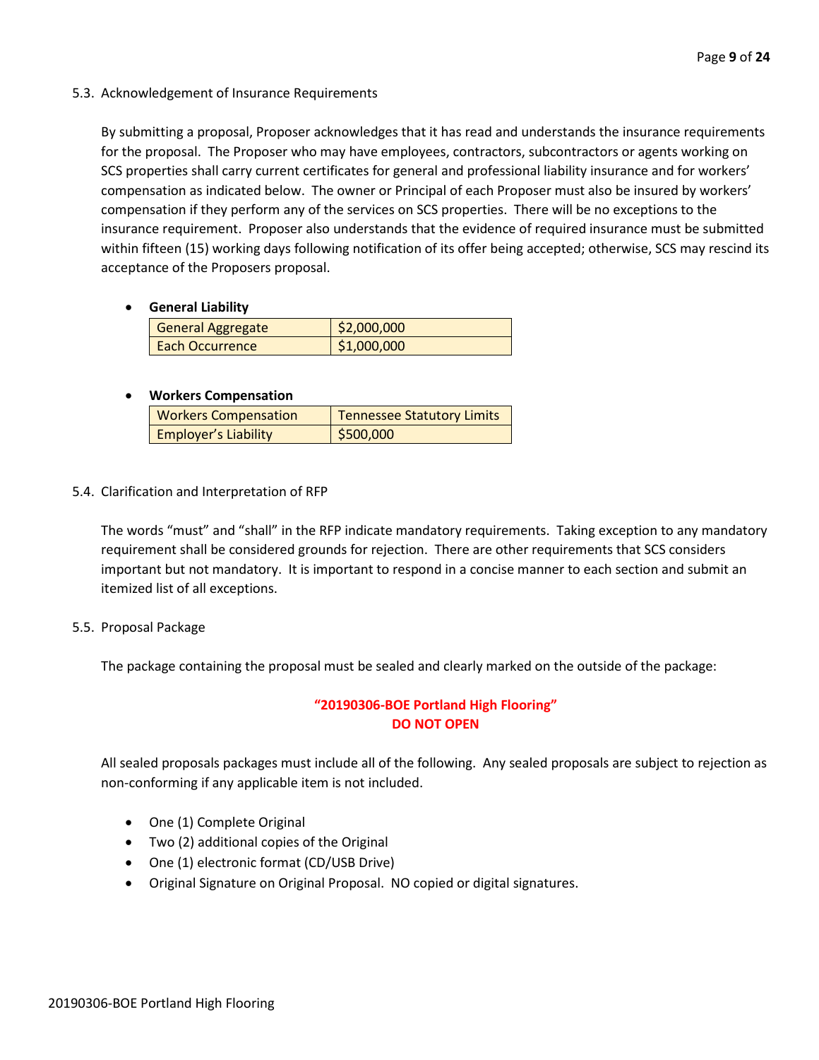### 5.3. Acknowledgement of Insurance Requirements

By submitting a proposal, Proposer acknowledges that it has read and understands the insurance requirements for the proposal. The Proposer who may have employees, contractors, subcontractors or agents working on SCS properties shall carry current certificates for general and professional liability insurance and for workers' compensation as indicated below. The owner or Principal of each Proposer must also be insured by workers' compensation if they perform any of the services on SCS properties. There will be no exceptions to the insurance requirement. Proposer also understands that the evidence of required insurance must be submitted within fifteen (15) working days following notification of its offer being accepted; otherwise, SCS may rescind its acceptance of the Proposers proposal.

- **General Liability**

| | |
|---|---|
| General Aggregate | $2,000,000 |
| Each Occurrence | $1,000,000 |

- **Workers Compensation**

| | |
|---|---|
| Workers Compensation | Tennessee Statutory Limits |
| Employer's Liability | $500,000 |

### 5.4. Clarification and Interpretation of RFP

The words "must" and "shall" in the RFP indicate mandatory requirements. Taking exception to any mandatory requirement shall be considered grounds for rejection. There are other requirements that SCS considers important but not mandatory. It is important to respond in a concise manner to each section and submit an itemized list of all exceptions.

### 5.5. Proposal Package

The package containing the proposal must be sealed and clearly marked on the outside of the package:

**"20190306-BOE Portland High Flooring"**
**DO NOT OPEN**

All sealed proposals packages must include all of the following. Any sealed proposals are subject to rejection as non-conforming if any applicable item is not included.

- One (1) Complete Original
- Two (2) additional copies of the Original
- One (1) electronic format (CD/USB Drive)
- Original Signature on Original Proposal. NO copied or digital signatures.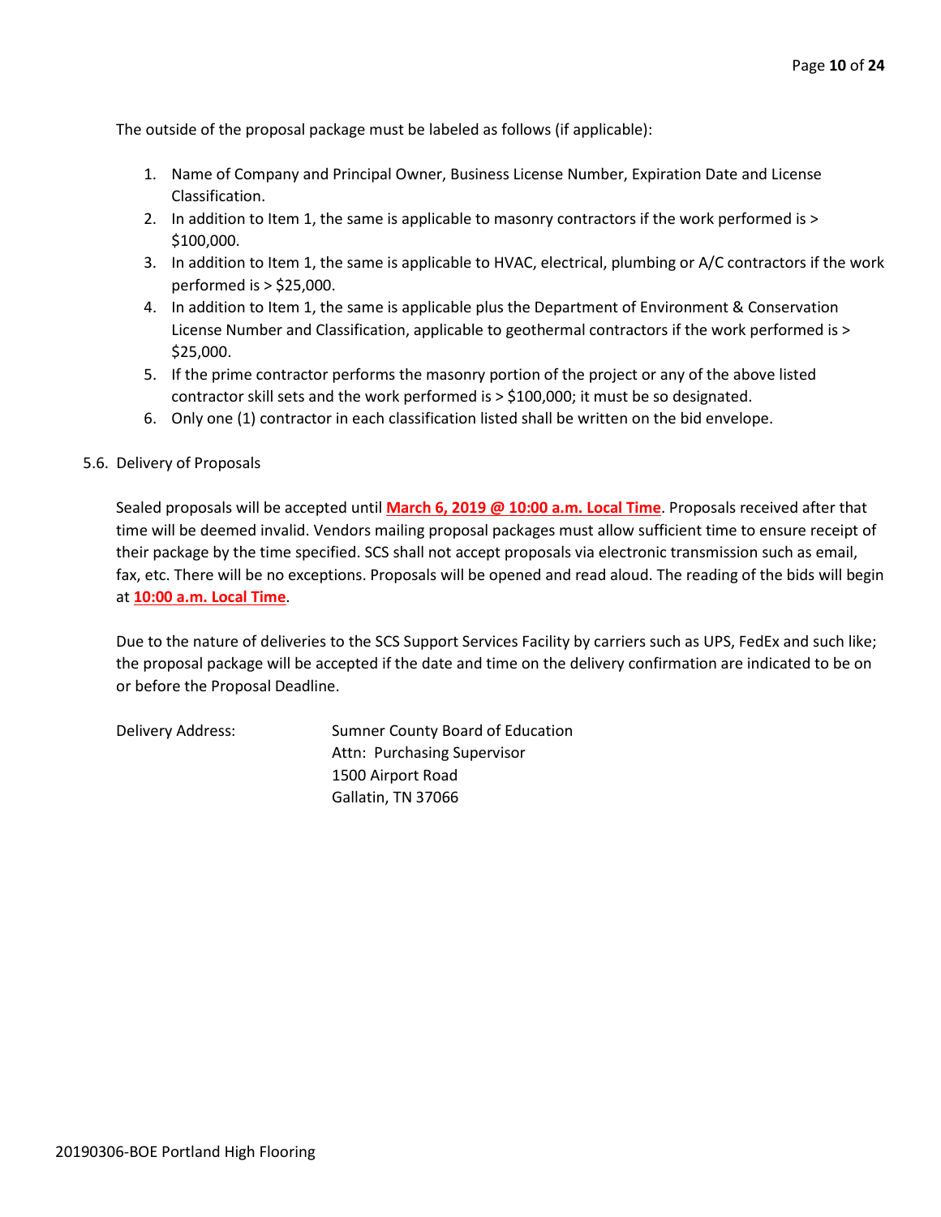The outside of the proposal package must be labeled as follows (if applicable):

1. Name of Company and Principal Owner, Business License Number, Expiration Date and License Classification.
2. In addition to Item 1, the same is applicable to masonry contractors if the work performed is > $100,000.
3. In addition to Item 1, the same is applicable to HVAC, electrical, plumbing or A/C contractors if the work performed is > $25,000.
4. In addition to Item 1, the same is applicable plus the Department of Environment & Conservation License Number and Classification, applicable to geothermal contractors if the work performed is > $25,000.
5. If the prime contractor performs the masonry portion of the project or any of the above listed contractor skill sets and the work performed is > $100,000; it must be so designated.
6. Only one (1) contractor in each classification listed shall be written on the bid envelope.

5.6. Delivery of Proposals

Sealed proposals will be accepted until **March 6, 2019 @ 10:00 a.m. Local Time**. Proposals received after that time will be deemed invalid. Vendors mailing proposal packages must allow sufficient time to ensure receipt of their package by the time specified. SCS shall not accept proposals via electronic transmission such as email, fax, etc. There will be no exceptions. Proposals will be opened and read aloud. The reading of the bids will begin at **10:00 a.m. Local Time**.

Due to the nature of deliveries to the SCS Support Services Facility by carriers such as UPS, FedEx and such like; the proposal package will be accepted if the date and time on the delivery confirmation are indicated to be on or before the Proposal Deadline.

Delivery Address:

Sumner County Board of Education
Attn: Purchasing Supervisor
1500 Airport Road
Gallatin, TN 37066

20190306-BOE Portland High Flooring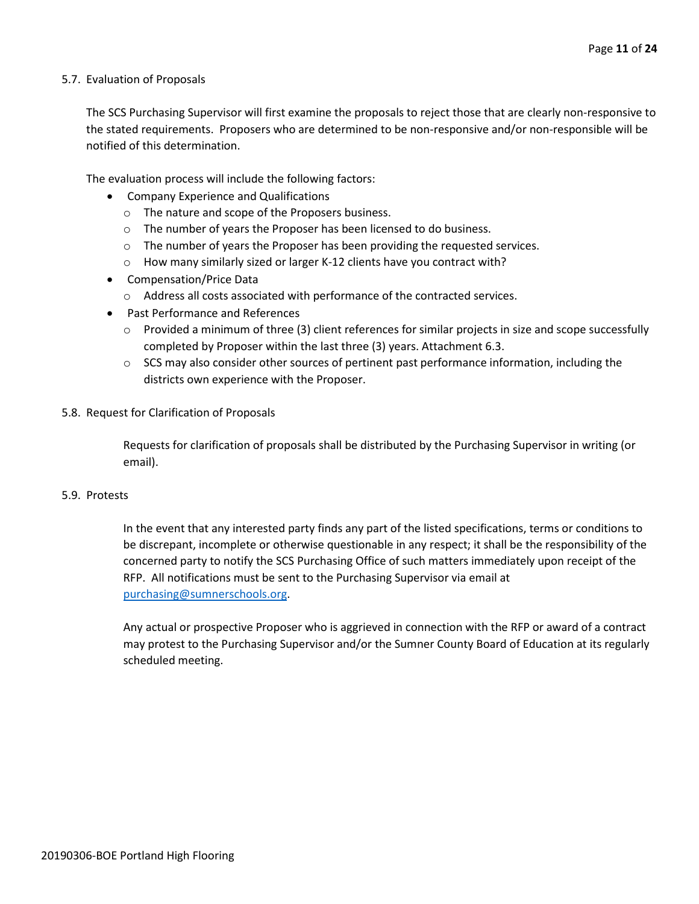## 5.7. Evaluation of Proposals

The SCS Purchasing Supervisor will first examine the proposals to reject those that are clearly non-responsive to the stated requirements. Proposers who are determined to be non-responsive and/or non-responsible will be notified of this determination.

The evaluation process will include the following factors:

- Company Experience and Qualifications
  - The nature and scope of the Proposers business.
  - The number of years the Proposer has been licensed to do business.
  - The number of years the Proposer has been providing the requested services.
  - How many similarly sized or larger K-12 clients have you contract with?
- Compensation/Price Data
  - Address all costs associated with performance of the contracted services.
- Past Performance and References
  - Provided a minimum of three (3) client references for similar projects in size and scope successfully completed by Proposer within the last three (3) years. Attachment 6.3.
  - SCS may also consider other sources of pertinent past performance information, including the districts own experience with the Proposer.

## 5.8. Request for Clarification of Proposals

Requests for clarification of proposals shall be distributed by the Purchasing Supervisor in writing (or email).

## 5.9. Protests

In the event that any interested party finds any part of the listed specifications, terms or conditions to be discrepant, incomplete or otherwise questionable in any respect; it shall be the responsibility of the concerned party to notify the SCS Purchasing Office of such matters immediately upon receipt of the RFP. All notifications must be sent to the Purchasing Supervisor via email at purchasing@sumnerschools.org.

Any actual or prospective Proposer who is aggrieved in connection with the RFP or award of a contract may protest to the Purchasing Supervisor and/or the Sumner County Board of Education at its regularly scheduled meeting.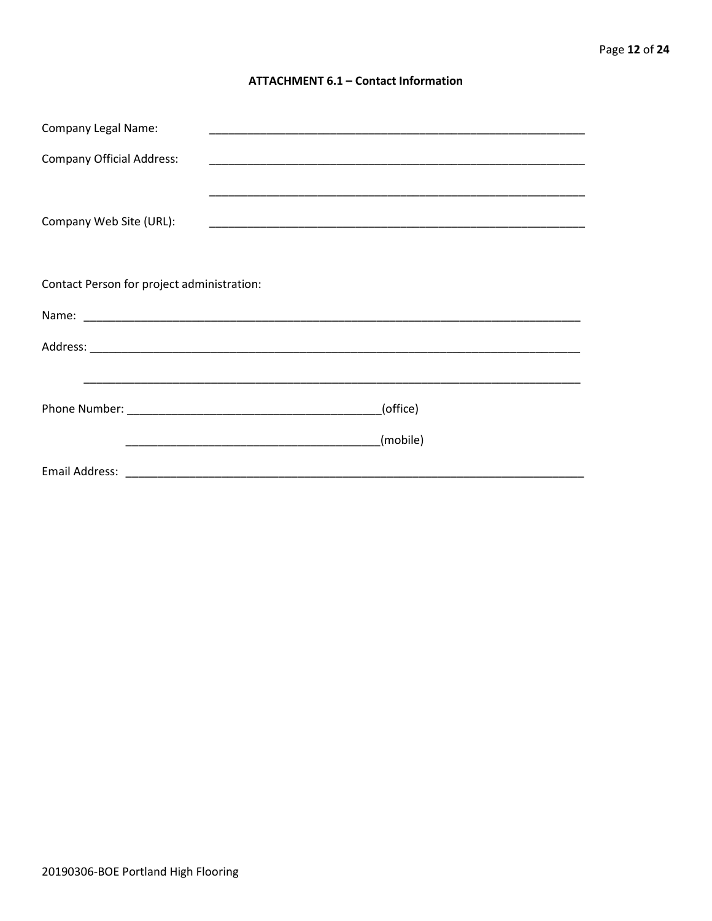**ATTACHMENT 6.1 – Contact Information**

Company Legal Name: ____________________________________________________________

Company Official Address: ____________________________________________________________

____________________________________________________________

Company Web Site (URL): ____________________________________________________________

Contact Person for project administration:

Name: ________________________________________________________________________________

Address: ______________________________________________________________________________

______________________________________________________________________________

Phone Number: ________________________________________(office)

________________________________________(mobile)

Email Address: ___________________________________________________________________________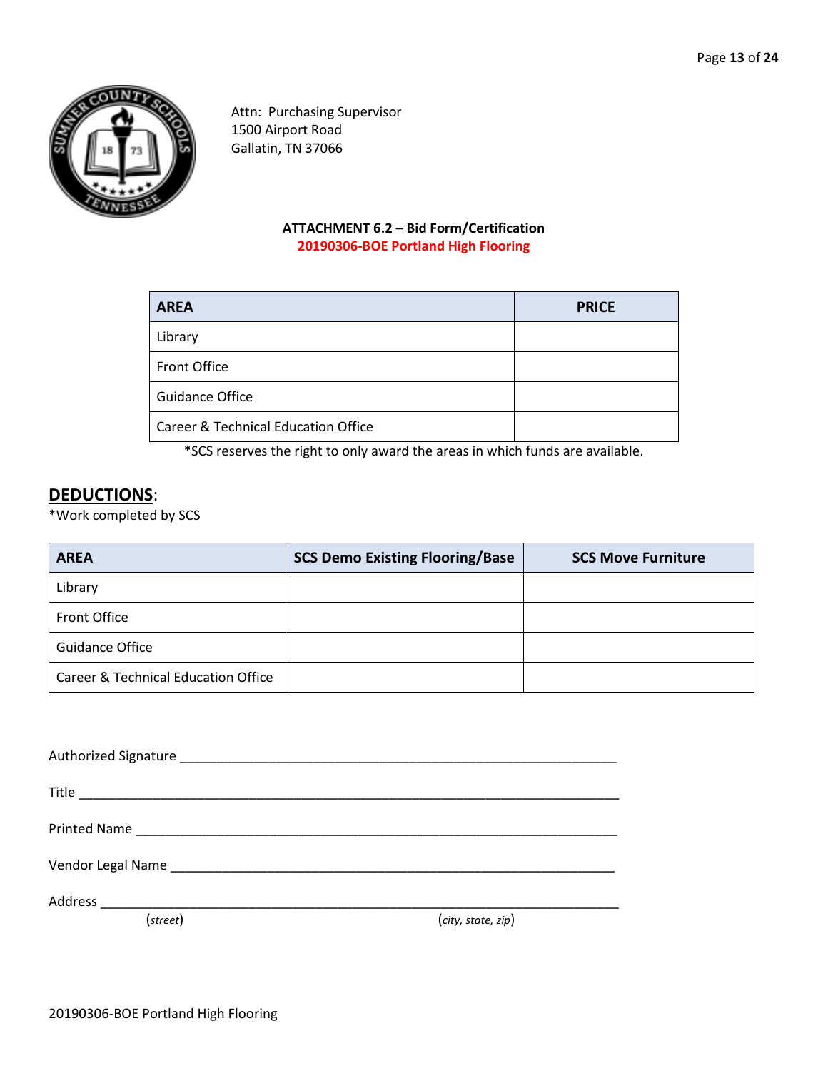Attn: Purchasing Supervisor
1500 Airport Road
Gallatin, TN 37066

**ATTACHMENT 6.2 – Bid Form/Certification**
**20190306-BOE Portland High Flooring**

| AREA | PRICE |
|---|---|
| Library | |
| Front Office | |
| Guidance Office | |
| Career & Technical Education Office | |

*SCS reserves the right to only award the areas in which funds are available.

## DEDUCTIONS:

*Work completed by SCS

| AREA | SCS Demo Existing Flooring/Base | SCS Move Furniture |
|---|---|---|
| Library | | |
| Front Office | | |
| Guidance Office | | |
| Career & Technical Education Office | | |

Authorized Signature ___________________________________________________________

Title _________________________________________________________________________

Printed Name __________________________________________________________________

Vendor Legal Name _____________________________________________________________

Address _______________________________________________________________________
(*street*) (*city, state, zip*)

20190306-BOE Portland High Flooring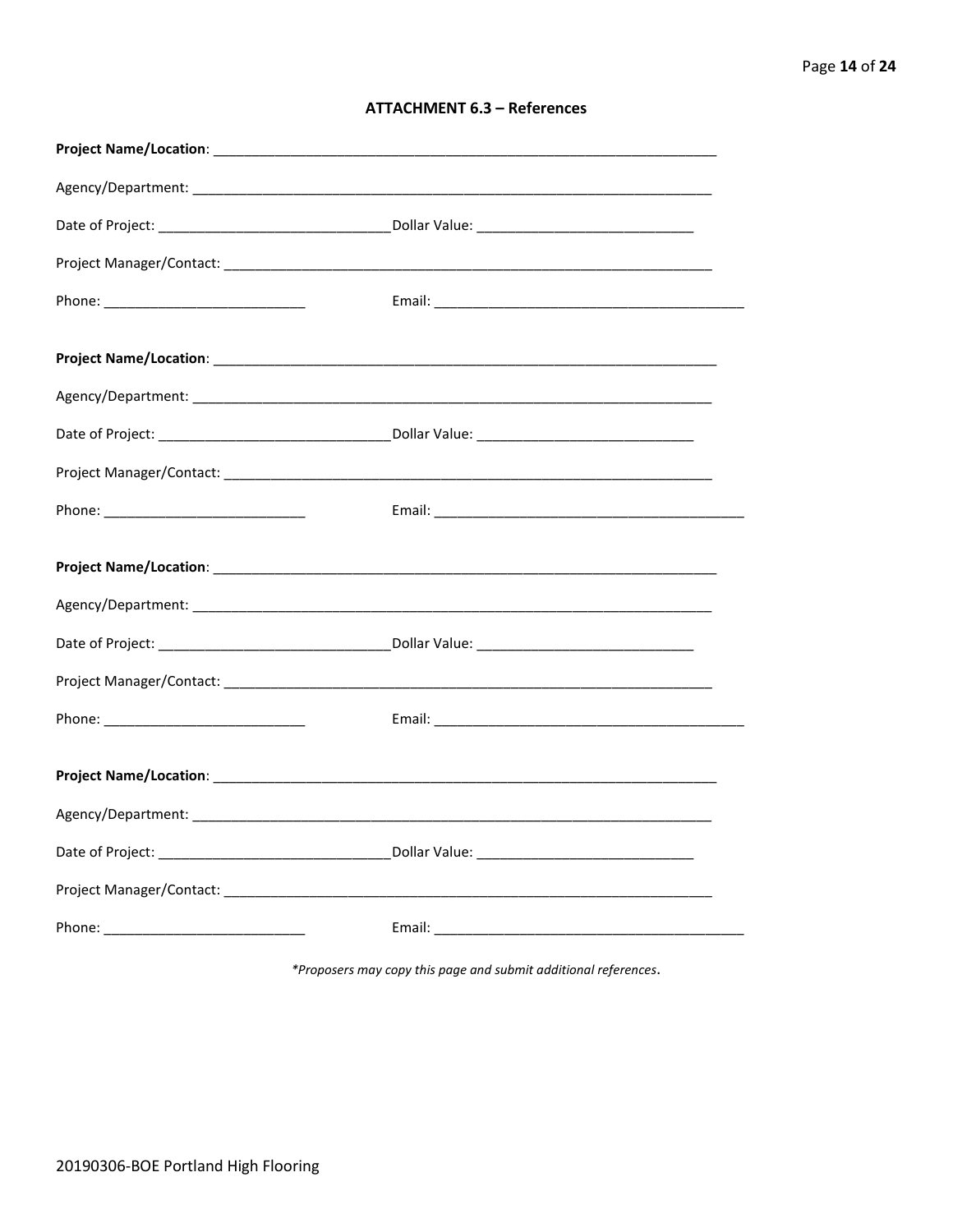## ATTACHMENT 6.3 – References

**Project Name/Location**: ___________________________________________________________________

Agency/Department: ___________________________________________________________________

Date of Project: ______________________________ Dollar Value: ____________________________

Project Manager/Contact: ______________________________________________________________

Phone: __________________________ Email: _________________________________________

**Project Name/Location**: ___________________________________________________________________

Agency/Department: ___________________________________________________________________

Date of Project: ______________________________ Dollar Value: ____________________________

Project Manager/Contact: ______________________________________________________________

Phone: __________________________ Email: _________________________________________

**Project Name/Location**: ___________________________________________________________________

Agency/Department: ___________________________________________________________________

Date of Project: ______________________________ Dollar Value: ____________________________

Project Manager/Contact: ______________________________________________________________

Phone: __________________________ Email: _________________________________________

**Project Name/Location**: ___________________________________________________________________

Agency/Department: ___________________________________________________________________

Date of Project: ______________________________ Dollar Value: ____________________________

Project Manager/Contact: ______________________________________________________________

Phone: __________________________ Email: _________________________________________

*\*Proposers may copy this page and submit additional references.*

20190306-BOE Portland High Flooring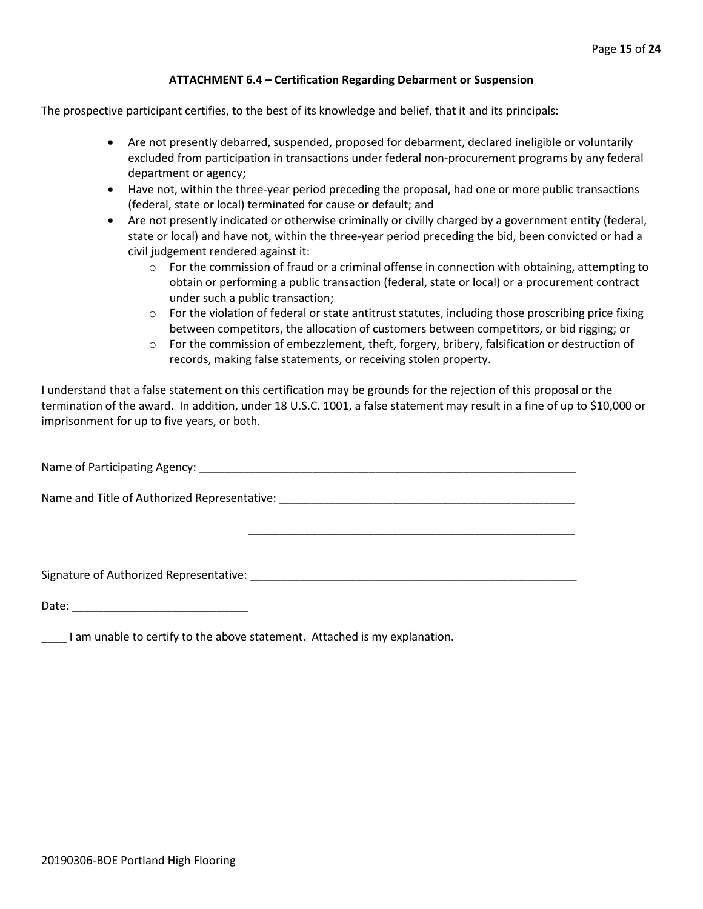### ATTACHMENT 6.4 – Certification Regarding Debarment or Suspension

The prospective participant certifies, to the best of its knowledge and belief, that it and its principals:

- Are not presently debarred, suspended, proposed for debarment, declared ineligible or voluntarily excluded from participation in transactions under federal non-procurement programs by any federal department or agency;
- Have not, within the three-year period preceding the proposal, had one or more public transactions (federal, state or local) terminated for cause or default; and
- Are not presently indicated or otherwise criminally or civilly charged by a government entity (federal, state or local) and have not, within the three-year period preceding the bid, been convicted or had a civil judgement rendered against it:
  - For the commission of fraud or a criminal offense in connection with obtaining, attempting to obtain or performing a public transaction (federal, state or local) or a procurement contract under such a public transaction;
  - For the violation of federal or state antitrust statutes, including those proscribing price fixing between competitors, the allocation of customers between competitors, or bid rigging; or
  - For the commission of embezzlement, theft, forgery, bribery, falsification or destruction of records, making false statements, or receiving stolen property.

I understand that a false statement on this certification may be grounds for the rejection of this proposal or the termination of the award. In addition, under 18 U.S.C. 1001, a false statement may result in a fine of up to $10,000 or imprisonment for up to five years, or both.

Name of Participating Agency: ______________________________________________________________

Name and Title of Authorized Representative: ____________________________________________________

____________________________________________________

Signature of Authorized Representative: ______________________________________________________

Date: ____________________________

____ I am unable to certify to the above statement. Attached is my explanation.

20190306-BOE Portland High Flooring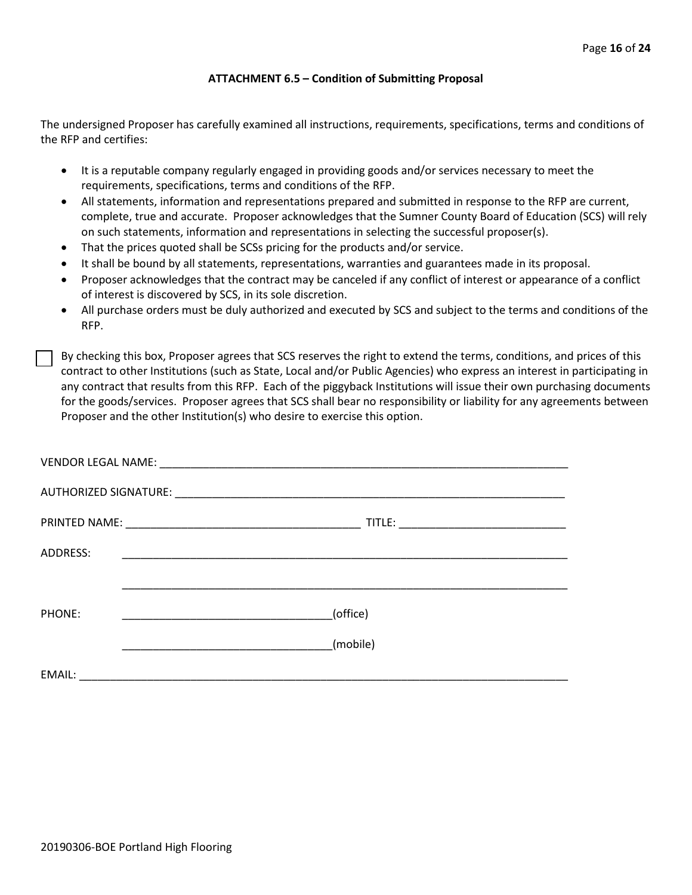### ATTACHMENT 6.5 – Condition of Submitting Proposal

The undersigned Proposer has carefully examined all instructions, requirements, specifications, terms and conditions of the RFP and certifies:

- It is a reputable company regularly engaged in providing goods and/or services necessary to meet the requirements, specifications, terms and conditions of the RFP.
- All statements, information and representations prepared and submitted in response to the RFP are current, complete, true and accurate. Proposer acknowledges that the Sumner County Board of Education (SCS) will rely on such statements, information and representations in selecting the successful proposer(s).
- That the prices quoted shall be SCSs pricing for the products and/or service.
- It shall be bound by all statements, representations, warranties and guarantees made in its proposal.
- Proposer acknowledges that the contract may be canceled if any conflict of interest or appearance of a conflict of interest is discovered by SCS, in its sole discretion.
- All purchase orders must be duly authorized and executed by SCS and subject to the terms and conditions of the RFP.

☐ By checking this box, Proposer agrees that SCS reserves the right to extend the terms, conditions, and prices of this contract to other Institutions (such as State, Local and/or Public Agencies) who express an interest in participating in any contract that results from this RFP. Each of the piggyback Institutions will issue their own purchasing documents for the goods/services. Proposer agrees that SCS shall bear no responsibility or liability for any agreements between Proposer and the other Institution(s) who desire to exercise this option.

VENDOR LEGAL NAME: ____________________________________________________________________

AUTHORIZED SIGNATURE: _________________________________________________________________

PRINTED NAME: ______________________________________ TITLE: ___________________________

ADDRESS: _______________________________________________________________________

_______________________________________________________________________

PHONE: _________________________________(office)

_________________________________(mobile)

EMAIL: _____________________________________________________________________________

20190306-BOE Portland High Flooring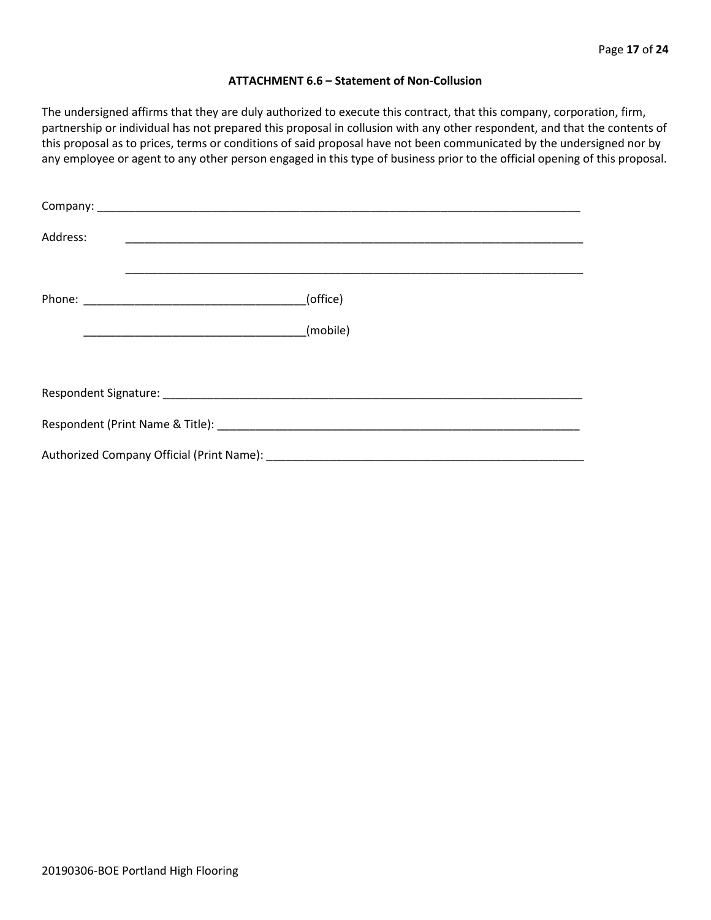### ATTACHMENT 6.6 – Statement of Non-Collusion

The undersigned affirms that they are duly authorized to execute this contract, that this company, corporation, firm, partnership or individual has not prepared this proposal in collusion with any other respondent, and that the contents of this proposal as to prices, terms or conditions of said proposal have not been communicated by the undersigned nor by any employee or agent to any other person engaged in this type of business prior to the official opening of this proposal.

Company: ______________________________________________________________________________

Address: ______________________________________________________________________________

______________________________________________________________________________

Phone: ___________________________________(office)

___________________________________(mobile)

Respondent Signature: ____________________________________________________________________

Respondent (Print Name & Title): ___________________________________________________________

Authorized Company Official (Print Name): ____________________________________________________

20190306-BOE Portland High Flooring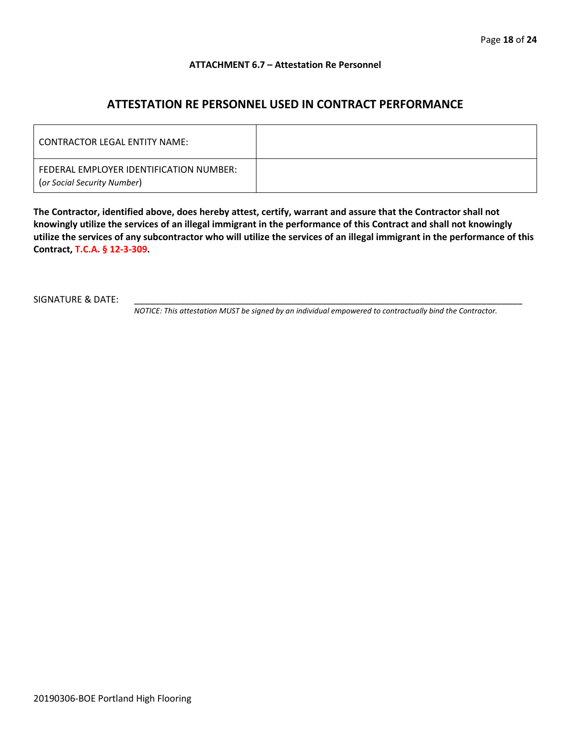**ATTACHMENT 6.7 – Attestation Re Personnel**

## ATTESTATION RE PERSONNEL USED IN CONTRACT PERFORMANCE

| | |
|---|---|
| CONTRACTOR LEGAL ENTITY NAME: | |
| FEDERAL EMPLOYER IDENTIFICATION NUMBER: (*or Social Security Number*) | |

**The Contractor, identified above, does hereby attest, certify, warrant and assure that the Contractor shall not knowingly utilize the services of an illegal immigrant in the performance of this Contract and shall not knowingly utilize the services of any subcontractor who will utilize the services of an illegal immigrant in the performance of this Contract, T.C.A. § 12-3-309.**

SIGNATURE & DATE: ______________________________________________________________

*NOTICE: This attestation MUST be signed by an individual empowered to contractually bind the Contractor.*

20190306-BOE Portland High Flooring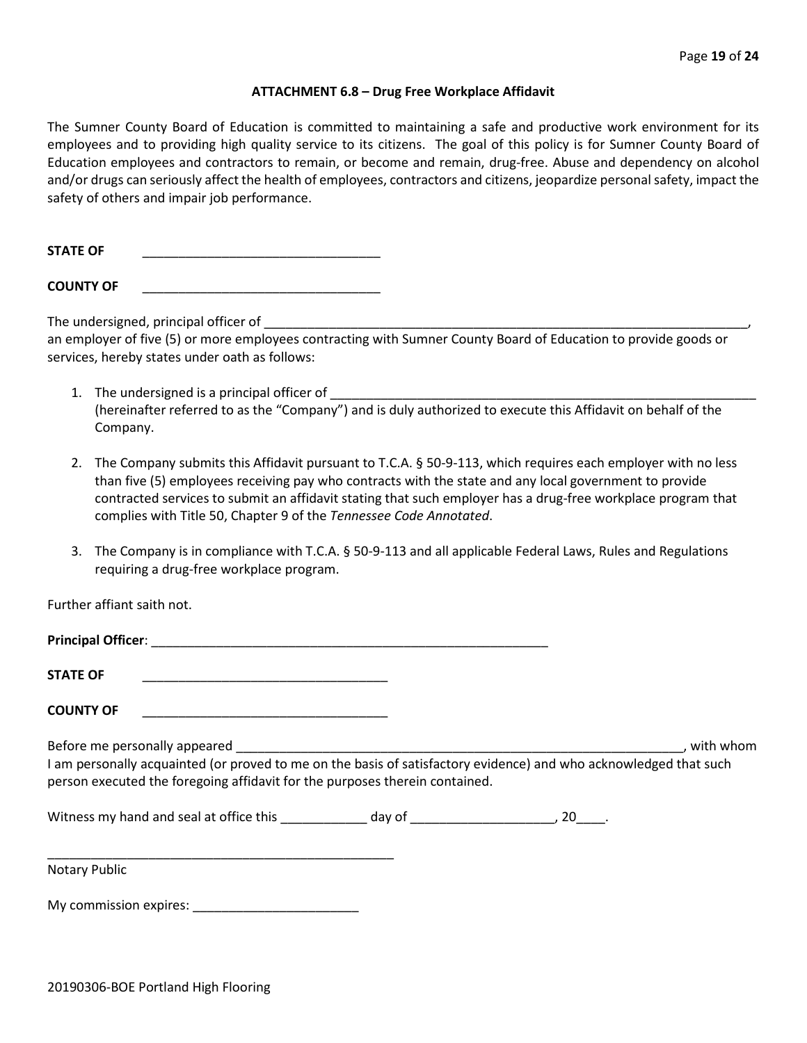### ATTACHMENT 6.8 – Drug Free Workplace Affidavit

The Sumner County Board of Education is committed to maintaining a safe and productive work environment for its employees and to providing high quality service to its citizens. The goal of this policy is for Sumner County Board of Education employees and contractors to remain, or become and remain, drug-free. Abuse and dependency on alcohol and/or drugs can seriously affect the health of employees, contractors and citizens, jeopardize personal safety, impact the safety of others and impair job performance.

**STATE OF** ________________________________

**COUNTY OF** ________________________________

The undersigned, principal officer of ____________________________________________________________________, an employer of five (5) or more employees contracting with Sumner County Board of Education to provide goods or services, hereby states under oath as follows:

1. The undersigned is a principal officer of ____________________________________________________________ (hereinafter referred to as the "Company") and is duly authorized to execute this Affidavit on behalf of the Company.

2. The Company submits this Affidavit pursuant to T.C.A. § 50-9-113, which requires each employer with no less than five (5) employees receiving pay who contracts with the state and any local government to provide contracted services to submit an affidavit stating that such employer has a drug-free workplace program that complies with Title 50, Chapter 9 of the *Tennessee Code Annotated*.

3. The Company is in compliance with T.C.A. § 50-9-113 and all applicable Federal Laws, Rules and Regulations requiring a drug-free workplace program.

Further affiant saith not.

**Principal Officer**: ______________________________________________________

**STATE OF** __________________________________

**COUNTY OF** __________________________________

Before me personally appeared _____________________________________________________________, with whom I am personally acquainted (or proved to me on the basis of satisfactory evidence) and who acknowledged that such person executed the foregoing affidavit for the purposes therein contained.

Witness my hand and seal at office this ____________ day of ____________________, 20____.

__________________________________________________
Notary Public

My commission expires: _______________________

20190306-BOE Portland High Flooring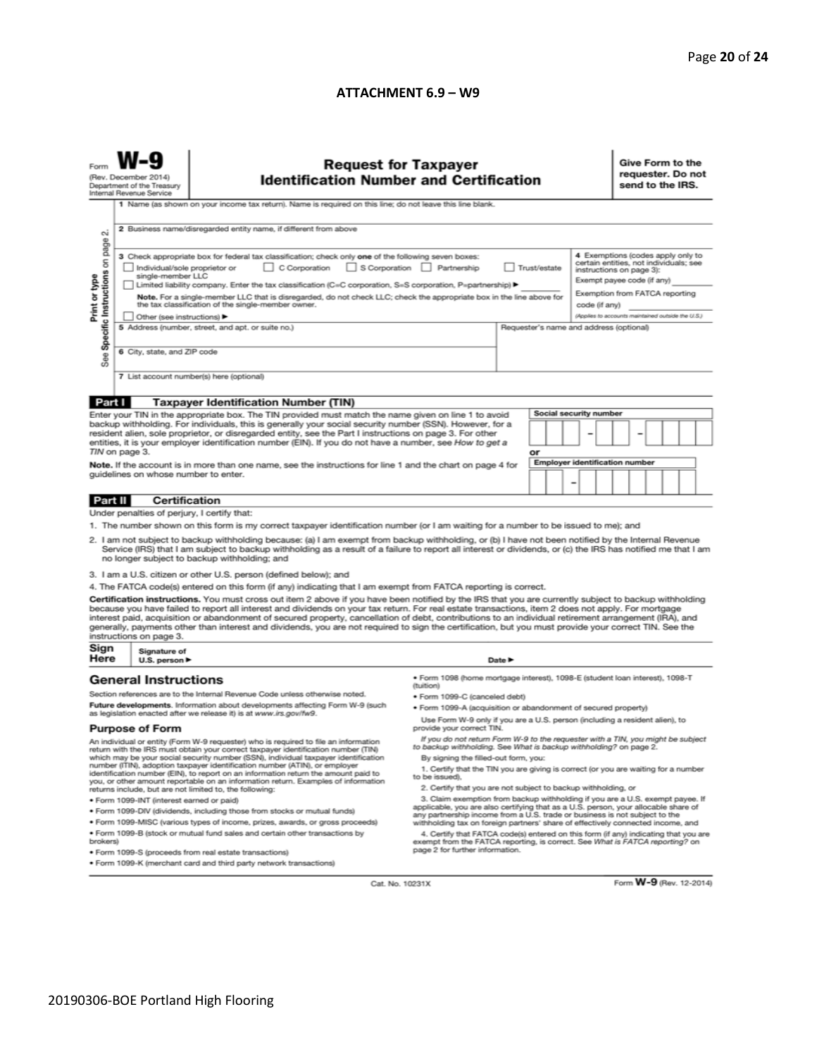**ATTACHMENT 6.9 – W9**

Form **W-9**
(Rev. December 2014)
Department of the Treasury
Internal Revenue Service

# Request for Taxpayer Identification Number and Certification

**Give Form to the requester. Do not send to the IRS.**

Print or type
See **Specific Instructions** on page 2.

1 Name (as shown on your income tax return). Name is required on this line; do not leave this line blank.

2 Business name/disregarded entity name, if different from above

3 Check appropriate box for federal tax classification; check only **one** of the following seven boxes:

☐ Individual/sole proprietor or single-member LLC ☐ C Corporation ☐ S Corporation ☐ Partnership ☐ Trust/estate

☐ Limited liability company. Enter the tax classification (C=C corporation, S=S corporation, P=partnership) ► ________

**Note.** For a single-member LLC that is disregarded, do not check LLC; check the appropriate box in the line above for the tax classification of the single-member owner.

☐ Other (see instructions) ►

**4** Exemptions (codes apply only to certain entities, not individuals; see instructions on page 3):

Exempt payee code (if any) ________

Exemption from FATCA reporting code (if any) ________

*(Applies to accounts maintained outside the U.S.)*

5 Address (number, street, and apt. or suite no.)

Requester's name and address (optional)

6 City, state, and ZIP code

7 List account number(s) here (optional)

## Part I Taxpayer Identification Number (TIN)

Enter your TIN in the appropriate box. The TIN provided must match the name given on line 1 to avoid backup withholding. For individuals, this is generally your social security number (SSN). However, for a resident alien, sole proprietor, or disregarded entity, see the Part I instructions on page 3. For other entities, it is your employer identification number (EIN). If you do not have a number, see *How to get a TIN* on page 3.

**Note.** If the account is in more than one name, see the instructions for line 1 and the chart on page 4 for guidelines on whose number to enter.

**Social security number**

☐☐☐ – ☐☐ – ☐☐☐☐

**or**

**Employer identification number**

☐☐ – ☐☐☐☐☐☐☐

## Part II Certification

Under penalties of perjury, I certify that:

1. The number shown on this form is my correct taxpayer identification number (or I am waiting for a number to be issued to me); and
2. I am not subject to backup withholding because: (a) I am exempt from backup withholding, or (b) I have not been notified by the Internal Revenue Service (IRS) that I am subject to backup withholding as a result of a failure to report all interest or dividends, or (c) the IRS has notified me that I am no longer subject to backup withholding; and
3. I am a U.S. citizen or other U.S. person (defined below); and
4. The FATCA code(s) entered on this form (if any) indicating that I am exempt from FATCA reporting is correct.

**Certification instructions.** You must cross out item 2 above if you have been notified by the IRS that you are currently subject to backup withholding because you have failed to report all interest and dividends on your tax return. For real estate transactions, item 2 does not apply. For mortgage interest paid, acquisition or abandonment of secured property, cancellation of debt, contributions to an individual retirement arrangement (IRA), and generally, payments other than interest and dividends, you are not required to sign the certification, but you must provide your correct TIN. See the instructions on page 3.

**Sign Here** Signature of U.S. person ► Date ►

## General Instructions

Section references are to the Internal Revenue Code unless otherwise noted.

**Future developments.** Information about developments affecting Form W-9 (such as legislation enacted after we release it) is at *www.irs.gov/fw9*.

### Purpose of Form

An individual or entity (Form W-9 requester) who is required to file an information return with the IRS must obtain your correct taxpayer identification number (TIN) which may be your social security number (SSN), individual taxpayer identification number (ITIN), adoption taxpayer identification number (ATIN), or employer identification number (EIN), to report on an information return the amount paid to you, or other amount reportable on an information return. Examples of information returns include, but are not limited to, the following:

- Form 1099-INT (interest earned or paid)
- Form 1099-DIV (dividends, including those from stocks or mutual funds)
- Form 1099-MISC (various types of income, prizes, awards, or gross proceeds)
- Form 1099-B (stock or mutual fund sales and certain other transactions by brokers)
- Form 1099-S (proceeds from real estate transactions)
- Form 1099-K (merchant card and third party network transactions)
- Form 1098 (home mortgage interest), 1098-E (student loan interest), 1098-T (tuition)
- Form 1099-C (canceled debt)
- Form 1099-A (acquisition or abandonment of secured property)

Use Form W-9 only if you are a U.S. person (including a resident alien), to provide your correct TIN.

*If you do not return Form W-9 to the requester with a TIN, you might be subject to backup withholding. See What is backup withholding? on page 2.*

By signing the filled-out form, you:

1. Certify that the TIN you are giving is correct (or you are waiting for a number to be issued),
2. Certify that you are not subject to backup withholding, or
3. Claim exemption from backup withholding if you are a U.S. exempt payee. If applicable, you are also certifying that as a U.S. person, your allocable share of any partnership income from a U.S. trade or business is not subject to the withholding tax on foreign partners' share of effectively connected income, and
4. Certify that FATCA code(s) entered on this form (if any) indicating that you are exempt from the FATCA reporting, is correct. See *What is FATCA reporting?* on page 2 for further information.

Cat. No. 10231X Form **W-9** (Rev. 12-2014)

20190306-BOE Portland High Flooring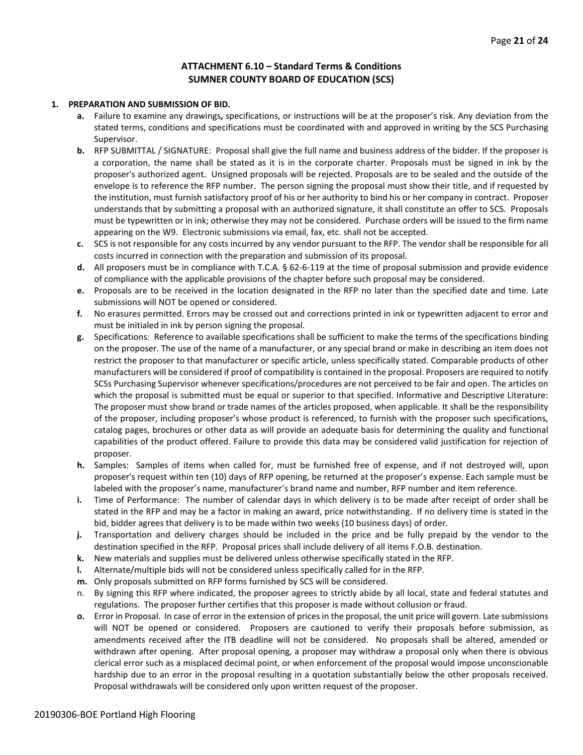## ATTACHMENT 6.10 – Standard Terms & Conditions
## SUMNER COUNTY BOARD OF EDUCATION (SCS)

**1. PREPARATION AND SUBMISSION OF BID.**

- **a.** Failure to examine any drawings**,** specifications, or instructions will be at the proposer's risk. Any deviation from the stated terms, conditions and specifications must be coordinated with and approved in writing by the SCS Purchasing Supervisor.
- **b.** RFP SUBMITTAL / SIGNATURE: Proposal shall give the full name and business address of the bidder. If the proposer is a corporation, the name shall be stated as it is in the corporate charter. Proposals must be signed in ink by the proposer's authorized agent. Unsigned proposals will be rejected. Proposals are to be sealed and the outside of the envelope is to reference the RFP number. The person signing the proposal must show their title, and if requested by the institution, must furnish satisfactory proof of his or her authority to bind his or her company in contract. Proposer understands that by submitting a proposal with an authorized signature, it shall constitute an offer to SCS. Proposals must be typewritten or in ink; otherwise they may not be considered. Purchase orders will be issued to the firm name appearing on the W9. Electronic submissions via email, fax, etc. shall not be accepted.
- **c.** SCS is not responsible for any costs incurred by any vendor pursuant to the RFP. The vendor shall be responsible for all costs incurred in connection with the preparation and submission of its proposal.
- **d.** All proposers must be in compliance with T.C.A. § 62-6-119 at the time of proposal submission and provide evidence of compliance with the applicable provisions of the chapter before such proposal may be considered.
- **e.** Proposals are to be received in the location designated in the RFP no later than the specified date and time. Late submissions will NOT be opened or considered.
- **f.** No erasures permitted. Errors may be crossed out and corrections printed in ink or typewritten adjacent to error and must be initialed in ink by person signing the proposal.
- **g.** Specifications: Reference to available specifications shall be sufficient to make the terms of the specifications binding on the proposer. The use of the name of a manufacturer, or any special brand or make in describing an item does not restrict the proposer to that manufacturer or specific article, unless specifically stated. Comparable products of other manufacturers will be considered if proof of compatibility is contained in the proposal. Proposers are required to notify SCSs Purchasing Supervisor whenever specifications/procedures are not perceived to be fair and open. The articles on which the proposal is submitted must be equal or superior to that specified. Informative and Descriptive Literature: The proposer must show brand or trade names of the articles proposed, when applicable. It shall be the responsibility of the proposer, including proposer's whose product is referenced, to furnish with the proposer such specifications, catalog pages, brochures or other data as will provide an adequate basis for determining the quality and functional capabilities of the product offered. Failure to provide this data may be considered valid justification for rejection of proposer.
- **h.** Samples: Samples of items when called for, must be furnished free of expense, and if not destroyed will, upon proposer's request within ten (10) days of RFP opening, be returned at the proposer's expense. Each sample must be labeled with the proposer's name, manufacturer's brand name and number, RFP number and item reference.
- **i.** Time of Performance: The number of calendar days in which delivery is to be made after receipt of order shall be stated in the RFP and may be a factor in making an award, price notwithstanding. If no delivery time is stated in the bid, bidder agrees that delivery is to be made within two weeks (10 business days) of order.
- **j.** Transportation and delivery charges should be included in the price and be fully prepaid by the vendor to the destination specified in the RFP. Proposal prices shall include delivery of all items F.O.B. destination.
- **k.** New materials and supplies must be delivered unless otherwise specifically stated in the RFP.
- **l.** Alternate/multiple bids will not be considered unless specifically called for in the RFP.
- **m.** Only proposals submitted on RFP forms furnished by SCS will be considered.
- n. By signing this RFP where indicated, the proposer agrees to strictly abide by all local, state and federal statutes and regulations. The proposer further certifies that this proposer is made without collusion or fraud.
- **o.** Error in Proposal. In case of error in the extension of prices in the proposal, the unit price will govern. Late submissions will NOT be opened or considered. Proposers are cautioned to verify their proposals before submission, as amendments received after the ITB deadline will not be considered. No proposals shall be altered, amended or withdrawn after opening. After proposal opening, a proposer may withdraw a proposal only when there is obvious clerical error such as a misplaced decimal point, or when enforcement of the proposal would impose unconscionable hardship due to an error in the proposal resulting in a quotation substantially below the other proposals received. Proposal withdrawals will be considered only upon written request of the proposer.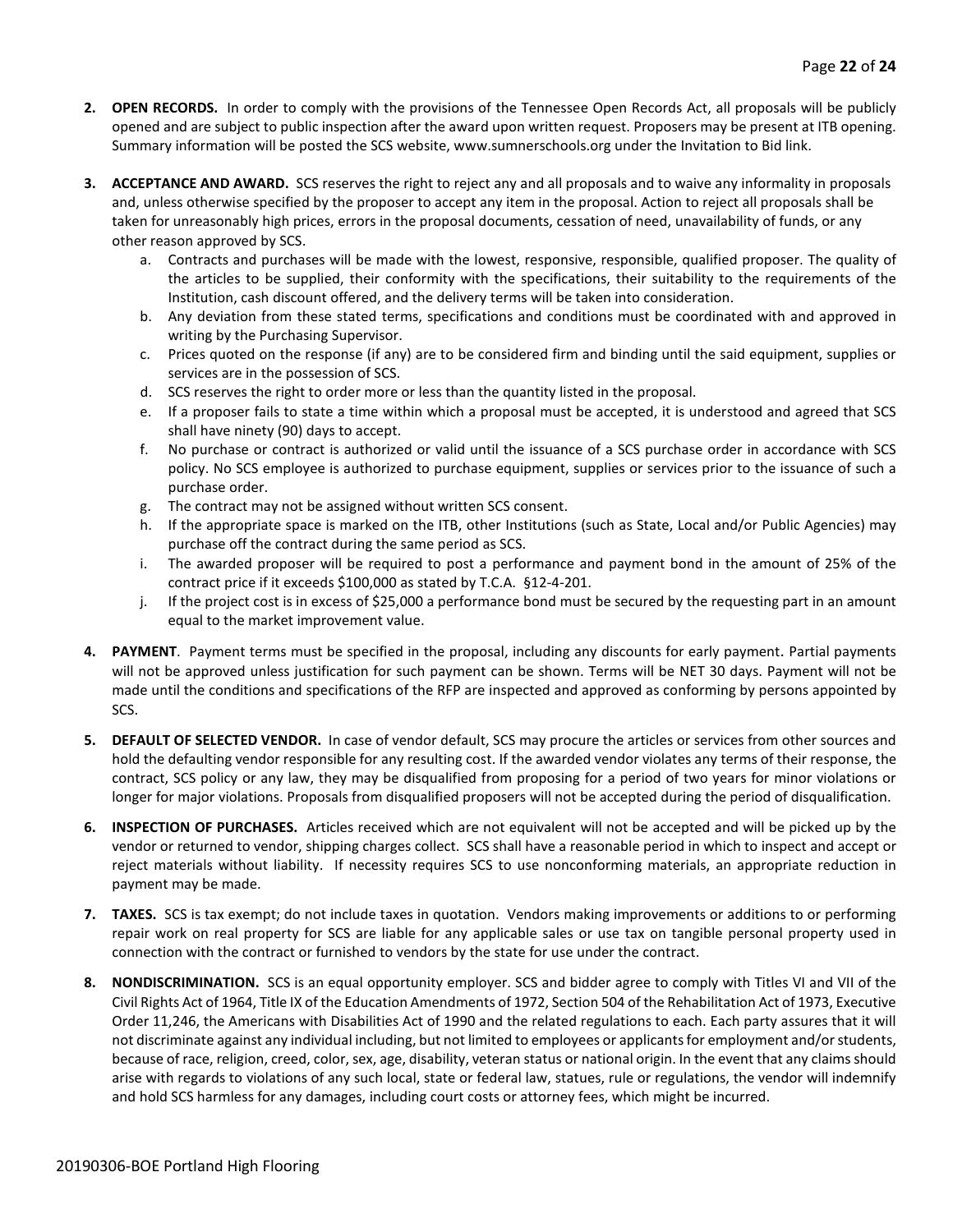2. **OPEN RECORDS.** In order to comply with the provisions of the Tennessee Open Records Act, all proposals will be publicly opened and are subject to public inspection after the award upon written request. Proposers may be present at ITB opening. Summary information will be posted the SCS website, www.sumnerschools.org under the Invitation to Bid link.

3. **ACCEPTANCE AND AWARD.** SCS reserves the right to reject any and all proposals and to waive any informality in proposals and, unless otherwise specified by the proposer to accept any item in the proposal. Action to reject all proposals shall be taken for unreasonably high prices, errors in the proposal documents, cessation of need, unavailability of funds, or any other reason approved by SCS.
   a. Contracts and purchases will be made with the lowest, responsive, responsible, qualified proposer. The quality of the articles to be supplied, their conformity with the specifications, their suitability to the requirements of the Institution, cash discount offered, and the delivery terms will be taken into consideration.
   b. Any deviation from these stated terms, specifications and conditions must be coordinated with and approved in writing by the Purchasing Supervisor.
   c. Prices quoted on the response (if any) are to be considered firm and binding until the said equipment, supplies or services are in the possession of SCS.
   d. SCS reserves the right to order more or less than the quantity listed in the proposal.
   e. If a proposer fails to state a time within which a proposal must be accepted, it is understood and agreed that SCS shall have ninety (90) days to accept.
   f. No purchase or contract is authorized or valid until the issuance of a SCS purchase order in accordance with SCS policy. No SCS employee is authorized to purchase equipment, supplies or services prior to the issuance of such a purchase order.
   g. The contract may not be assigned without written SCS consent.
   h. If the appropriate space is marked on the ITB, other Institutions (such as State, Local and/or Public Agencies) may purchase off the contract during the same period as SCS.
   i. The awarded proposer will be required to post a performance and payment bond in the amount of 25% of the contract price if it exceeds $100,000 as stated by T.C.A. §12-4-201.
   j. If the project cost is in excess of $25,000 a performance bond must be secured by the requesting part in an amount equal to the market improvement value.

4. **PAYMENT**. Payment terms must be specified in the proposal, including any discounts for early payment. Partial payments will not be approved unless justification for such payment can be shown. Terms will be NET 30 days. Payment will not be made until the conditions and specifications of the RFP are inspected and approved as conforming by persons appointed by SCS.

5. **DEFAULT OF SELECTED VENDOR.** In case of vendor default, SCS may procure the articles or services from other sources and hold the defaulting vendor responsible for any resulting cost. If the awarded vendor violates any terms of their response, the contract, SCS policy or any law, they may be disqualified from proposing for a period of two years for minor violations or longer for major violations. Proposals from disqualified proposers will not be accepted during the period of disqualification.

6. **INSPECTION OF PURCHASES.** Articles received which are not equivalent will not be accepted and will be picked up by the vendor or returned to vendor, shipping charges collect. SCS shall have a reasonable period in which to inspect and accept or reject materials without liability. If necessity requires SCS to use nonconforming materials, an appropriate reduction in payment may be made.

7. **TAXES.** SCS is tax exempt; do not include taxes in quotation. Vendors making improvements or additions to or performing repair work on real property for SCS are liable for any applicable sales or use tax on tangible personal property used in connection with the contract or furnished to vendors by the state for use under the contract.

8. **NONDISCRIMINATION.** SCS is an equal opportunity employer. SCS and bidder agree to comply with Titles VI and VII of the Civil Rights Act of 1964, Title IX of the Education Amendments of 1972, Section 504 of the Rehabilitation Act of 1973, Executive Order 11,246, the Americans with Disabilities Act of 1990 and the related regulations to each. Each party assures that it will not discriminate against any individual including, but not limited to employees or applicants for employment and/or students, because of race, religion, creed, color, sex, age, disability, veteran status or national origin. In the event that any claims should arise with regards to violations of any such local, state or federal law, statues, rule or regulations, the vendor will indemnify and hold SCS harmless for any damages, including court costs or attorney fees, which might be incurred.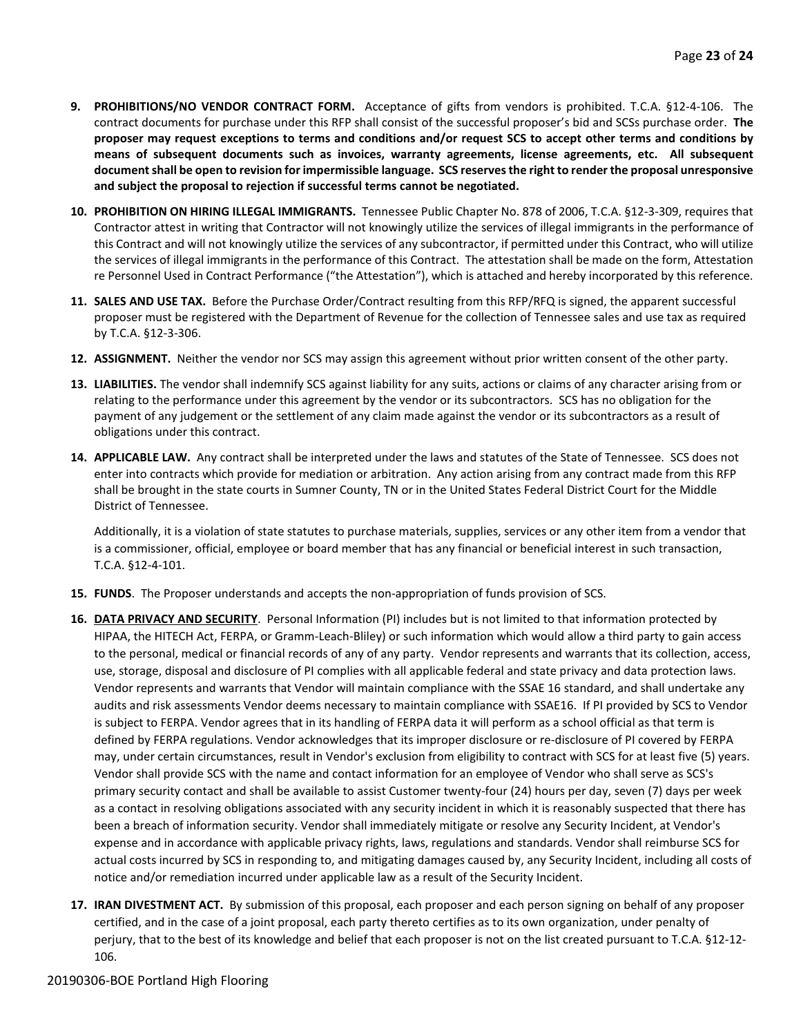9. **PROHIBITIONS/NO VENDOR CONTRACT FORM.** Acceptance of gifts from vendors is prohibited. T.C.A. §12-4-106. The contract documents for purchase under this RFP shall consist of the successful proposer's bid and SCSs purchase order. **The proposer may request exceptions to terms and conditions and/or request SCS to accept other terms and conditions by means of subsequent documents such as invoices, warranty agreements, license agreements, etc. All subsequent document shall be open to revision for impermissible language. SCS reserves the right to render the proposal unresponsive and subject the proposal to rejection if successful terms cannot be negotiated.**

10. **PROHIBITION ON HIRING ILLEGAL IMMIGRANTS.** Tennessee Public Chapter No. 878 of 2006, T.C.A. §12-3-309, requires that Contractor attest in writing that Contractor will not knowingly utilize the services of illegal immigrants in the performance of this Contract and will not knowingly utilize the services of any subcontractor, if permitted under this Contract, who will utilize the services of illegal immigrants in the performance of this Contract. The attestation shall be made on the form, Attestation re Personnel Used in Contract Performance ("the Attestation"), which is attached and hereby incorporated by this reference.

11. **SALES AND USE TAX.** Before the Purchase Order/Contract resulting from this RFP/RFQ is signed, the apparent successful proposer must be registered with the Department of Revenue for the collection of Tennessee sales and use tax as required by T.C.A. §12-3-306.

12. **ASSIGNMENT.** Neither the vendor nor SCS may assign this agreement without prior written consent of the other party.

13. **LIABILITIES.** The vendor shall indemnify SCS against liability for any suits, actions or claims of any character arising from or relating to the performance under this agreement by the vendor or its subcontractors. SCS has no obligation for the payment of any judgement or the settlement of any claim made against the vendor or its subcontractors as a result of obligations under this contract.

14. **APPLICABLE LAW.** Any contract shall be interpreted under the laws and statutes of the State of Tennessee. SCS does not enter into contracts which provide for mediation or arbitration. Any action arising from any contract made from this RFP shall be brought in the state courts in Sumner County, TN or in the United States Federal District Court for the Middle District of Tennessee.

    Additionally, it is a violation of state statutes to purchase materials, supplies, services or any other item from a vendor that is a commissioner, official, employee or board member that has any financial or beneficial interest in such transaction, T.C.A. §12-4-101.

15. **FUNDS**. The Proposer understands and accepts the non-appropriation of funds provision of SCS.

16. **DATA PRIVACY AND SECURITY**. Personal Information (PI) includes but is not limited to that information protected by HIPAA, the HITECH Act, FERPA, or Gramm-Leach-Bliley) or such information which would allow a third party to gain access to the personal, medical or financial records of any of any party. Vendor represents and warrants that its collection, access, use, storage, disposal and disclosure of PI complies with all applicable federal and state privacy and data protection laws. Vendor represents and warrants that Vendor will maintain compliance with the SSAE 16 standard, and shall undertake any audits and risk assessments Vendor deems necessary to maintain compliance with SSAE16. If PI provided by SCS to Vendor is subject to FERPA. Vendor agrees that in its handling of FERPA data it will perform as a school official as that term is defined by FERPA regulations. Vendor acknowledges that its improper disclosure or re-disclosure of PI covered by FERPA may, under certain circumstances, result in Vendor's exclusion from eligibility to contract with SCS for at least five (5) years. Vendor shall provide SCS with the name and contact information for an employee of Vendor who shall serve as SCS's primary security contact and shall be available to assist Customer twenty-four (24) hours per day, seven (7) days per week as a contact in resolving obligations associated with any security incident in which it is reasonably suspected that there has been a breach of information security. Vendor shall immediately mitigate or resolve any Security Incident, at Vendor's expense and in accordance with applicable privacy rights, laws, regulations and standards. Vendor shall reimburse SCS for actual costs incurred by SCS in responding to, and mitigating damages caused by, any Security Incident, including all costs of notice and/or remediation incurred under applicable law as a result of the Security Incident.

17. **IRAN DIVESTMENT ACT.** By submission of this proposal, each proposer and each person signing on behalf of any proposer certified, and in the case of a joint proposal, each party thereto certifies as to its own organization, under penalty of perjury, that to the best of its knowledge and belief that each proposer is not on the list created pursuant to T.C.A. §12-12-106.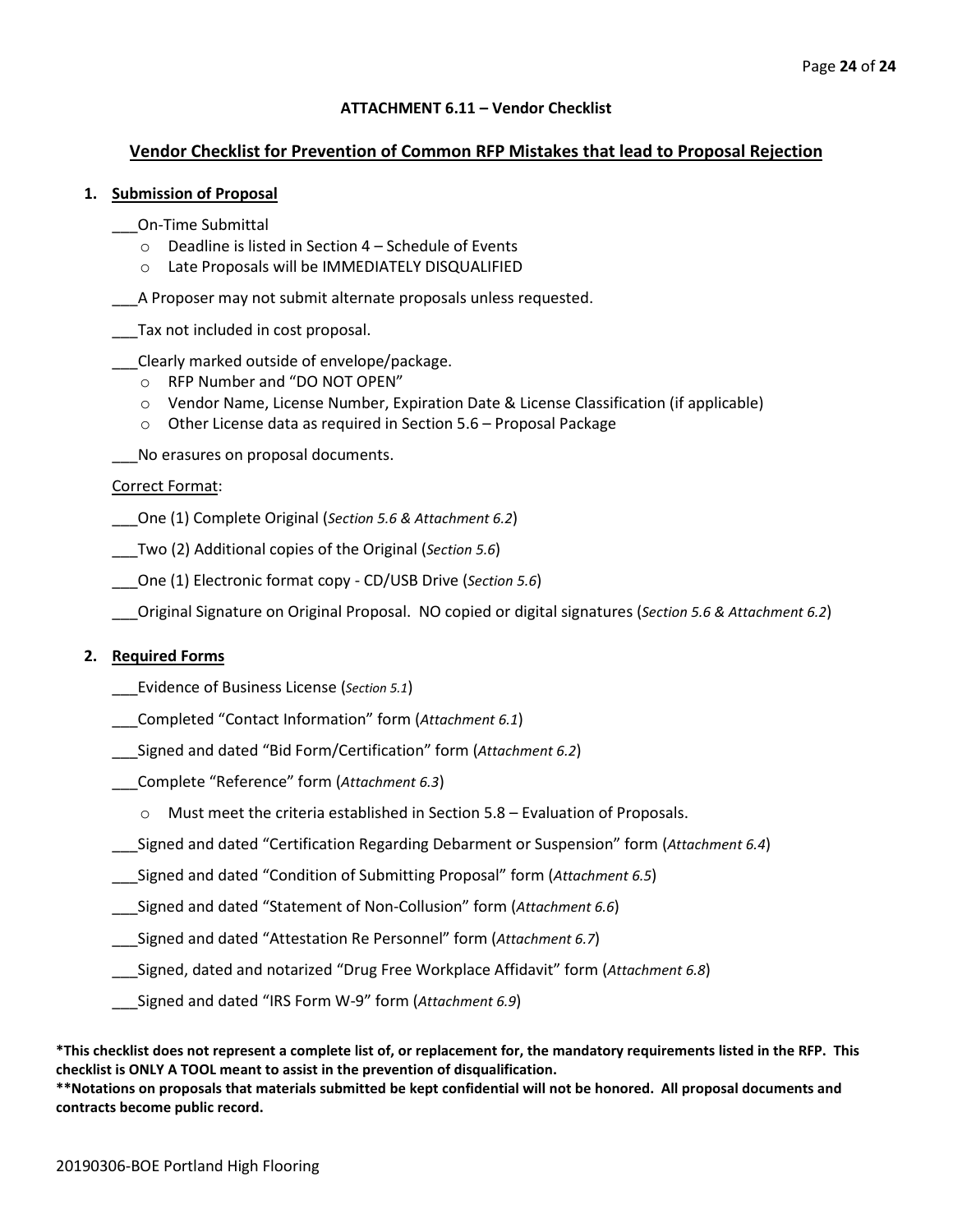**ATTACHMENT 6.11 – Vendor Checklist**

## Vendor Checklist for Prevention of Common RFP Mistakes that lead to Proposal Rejection

1. **Submission of Proposal**

___On-Time Submittal
- Deadline is listed in Section 4 – Schedule of Events
- Late Proposals will be IMMEDIATELY DISQUALIFIED

___A Proposer may not submit alternate proposals unless requested.

___Tax not included in cost proposal.

___Clearly marked outside of envelope/package.
- RFP Number and "DO NOT OPEN"
- Vendor Name, License Number, Expiration Date & License Classification (if applicable)
- Other License data as required in Section 5.6 – Proposal Package

___No erasures on proposal documents.

Correct Format:

___One (1) Complete Original (*Section 5.6 & Attachment 6.2*)

___Two (2) Additional copies of the Original (*Section 5.6*)

___One (1) Electronic format copy - CD/USB Drive (*Section 5.6*)

___Original Signature on Original Proposal. NO copied or digital signatures (*Section 5.6 & Attachment 6.2*)

2. **Required Forms**

___Evidence of Business License (*Section 5.1*)

___Completed "Contact Information" form (*Attachment 6.1*)

___Signed and dated "Bid Form/Certification" form (*Attachment 6.2*)

___Complete "Reference" form (*Attachment 6.3*)
- Must meet the criteria established in Section 5.8 – Evaluation of Proposals.

___Signed and dated "Certification Regarding Debarment or Suspension" form (*Attachment 6.4*)

___Signed and dated "Condition of Submitting Proposal" form (*Attachment 6.5*)

___Signed and dated "Statement of Non-Collusion" form (*Attachment 6.6*)

___Signed and dated "Attestation Re Personnel" form (*Attachment 6.7*)

___Signed, dated and notarized "Drug Free Workplace Affidavit" form (*Attachment 6.8*)

___Signed and dated "IRS Form W-9" form (*Attachment 6.9*)

**\*This checklist does not represent a complete list of, or replacement for, the mandatory requirements listed in the RFP. This checklist is ONLY A TOOL meant to assist in the prevention of disqualification.**

**\*\*Notations on proposals that materials submitted be kept confidential will not be honored. All proposal documents and contracts become public record.**